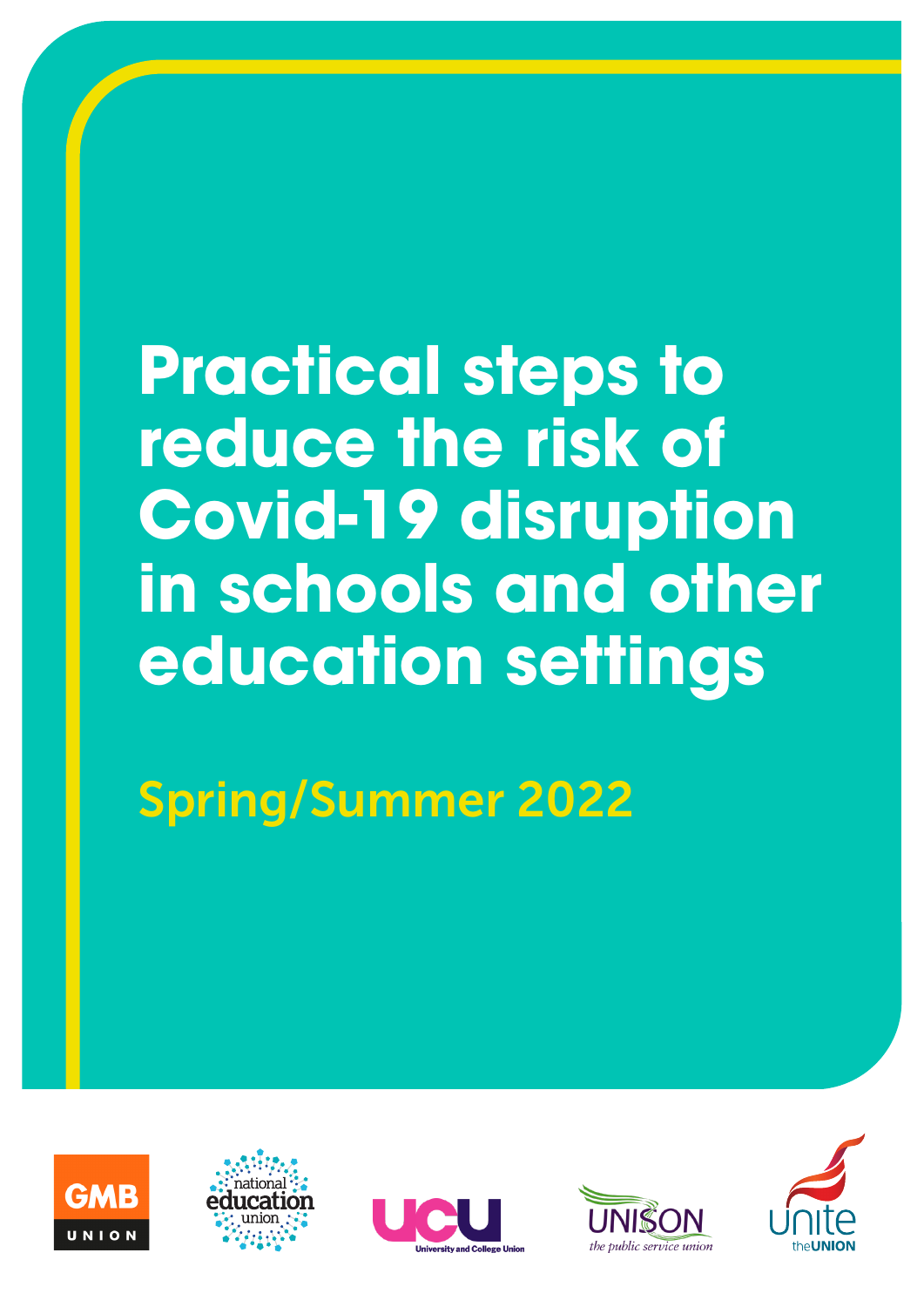# Practical steps to reduce the risk of Covid-19 disruption in schools and other education settings

## Spring/Summer 2022

GMB UNION

national education union

UCU University and College Union

UNISON the public service union

unite the UNION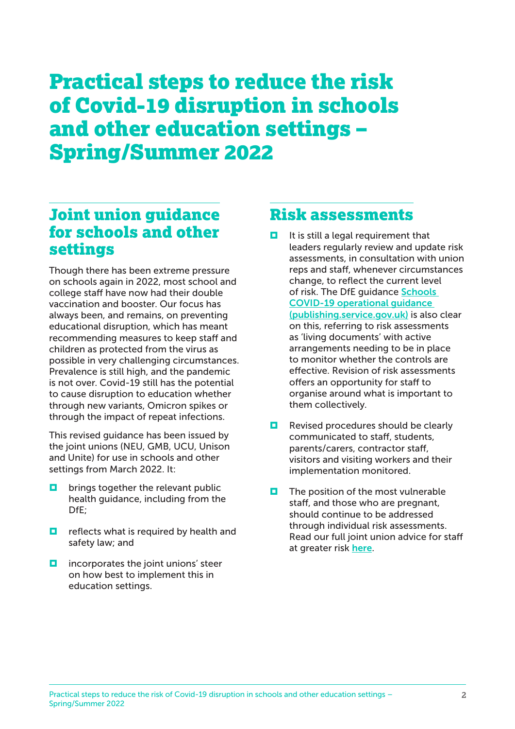# Practical steps to reduce the risk of Covid-19 disruption in schools and other education settings – Spring/Summer 2022

## Joint union guidance for schools and other settings

Though there has been extreme pressure on schools again in 2022, most school and college staff have now had their double vaccination and booster. Our focus has always been, and remains, on preventing educational disruption, which has meant recommending measures to keep staff and children as protected from the virus as possible in very challenging circumstances. Prevalence is still high, and the pandemic is not over. Covid-19 still has the potential to cause disruption to education whether through new variants, Omicron spikes or through the impact of repeat infections.

This revised guidance has been issued by the joint unions (NEU, GMB, UCU, Unison and Unite) for use in schools and other settings from March 2022. It:

- brings together the relevant public health guidance, including from the DfE;
- reflects what is required by health and safety law; and
- incorporates the joint unions' steer on how best to implement this in education settings.

## Risk assessments

- It is still a legal requirement that leaders regularly review and update risk assessments, in consultation with union reps and staff, whenever circumstances change, to reflect the current level of risk. The DfE guidance Schools COVID-19 operational guidance (publishing.service.gov.uk) is also clear on this, referring to risk assessments as 'living documents' with active arrangements needing to be in place to monitor whether the controls are effective. Revision of risk assessments offers an opportunity for staff to organise around what is important to them collectively.
- Revised procedures should be clearly communicated to staff, students, parents/carers, contractor staff, visitors and visiting workers and their implementation monitored.
- The position of the most vulnerable staff, and those who are pregnant, should continue to be addressed through individual risk assessments. Read our full joint union advice for staff at greater risk here.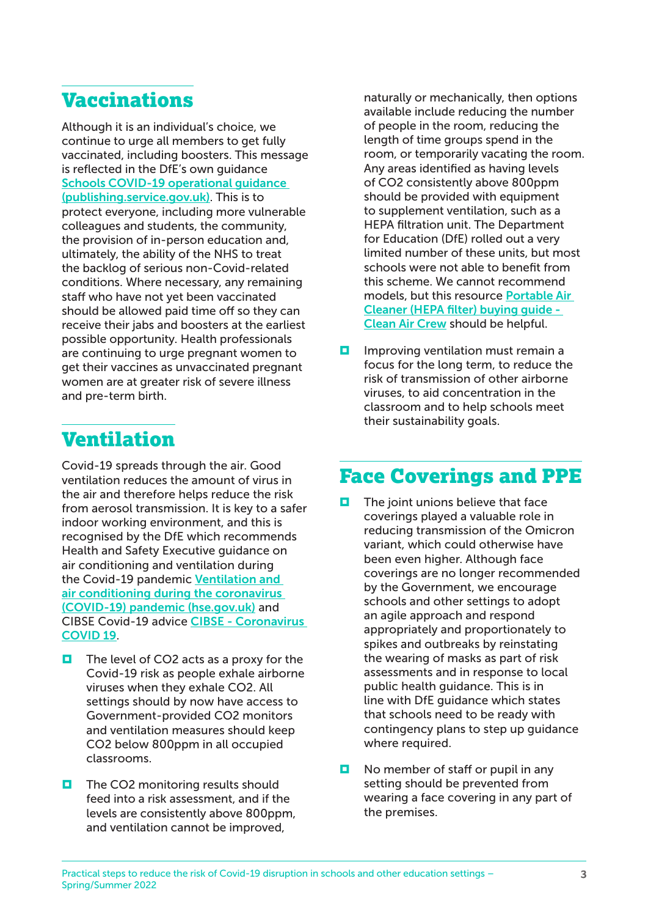## Vaccinations

Although it is an individual's choice, we continue to urge all members to get fully vaccinated, including boosters. This message is reflected in the DfE's own guidance [Schools COVID-19 operational guidance (publishing.service.gov.uk)](). This is to protect everyone, including more vulnerable colleagues and students, the community, the provision of in-person education and, ultimately, the ability of the NHS to treat the backlog of serious non-Covid-related conditions. Where necessary, any remaining staff who have not yet been vaccinated should be allowed paid time off so they can receive their jabs and boosters at the earliest possible opportunity. Health professionals are continuing to urge pregnant women to get their vaccines as unvaccinated pregnant women are at greater risk of severe illness and pre-term birth.

## Ventilation

Covid-19 spreads through the air. Good ventilation reduces the amount of virus in the air and therefore helps reduce the risk from aerosol transmission. It is key to a safer indoor working environment, and this is recognised by the DfE which recommends Health and Safety Executive guidance on air conditioning and ventilation during the Covid-19 pandemic [Ventilation and air conditioning during the coronavirus (COVID-19) pandemic (hse.gov.uk)]() and CIBSE Covid-19 advice [CIBSE - Coronavirus COVID 19]().

- The level of $CO_2$ acts as a proxy for the Covid-19 risk as people exhale airborne viruses when they exhale $CO_2$. All settings should by now have access to Government-provided $CO_2$ monitors and ventilation measures should keep $CO_2$ below 800ppm in all occupied classrooms.

- The $CO_2$ monitoring results should feed into a risk assessment, and if the levels are consistently above 800ppm, and ventilation cannot be improved, naturally or mechanically, then options available include reducing the number of people in the room, reducing the length of time groups spend in the room, or temporarily vacating the room. Any areas identified as having levels of $CO_2$ consistently above 800ppm should be provided with equipment to supplement ventilation, such as a HEPA filtration unit. The Department for Education (DfE) rolled out a very limited number of these units, but most schools were not able to benefit from this scheme. We cannot recommend models, but this resource [Portable Air Cleaner (HEPA filter) buying guide - Clean Air Crew]() should be helpful.

- Improving ventilation must remain a focus for the long term, to reduce the risk of transmission of other airborne viruses, to aid concentration in the classroom and to help schools meet their sustainability goals.

## Face Coverings and PPE

- The joint unions believe that face coverings played a valuable role in reducing transmission of the Omicron variant, which could otherwise have been even higher. Although face coverings are no longer recommended by the Government, we encourage schools and other settings to adopt an agile approach and respond appropriately and proportionately to spikes and outbreaks by reinstating the wearing of masks as part of risk assessments and in response to local public health guidance. This is in line with DfE guidance which states that schools need to be ready with contingency plans to step up guidance where required.

- No member of staff or pupil in any setting should be prevented from wearing a face covering in any part of the premises.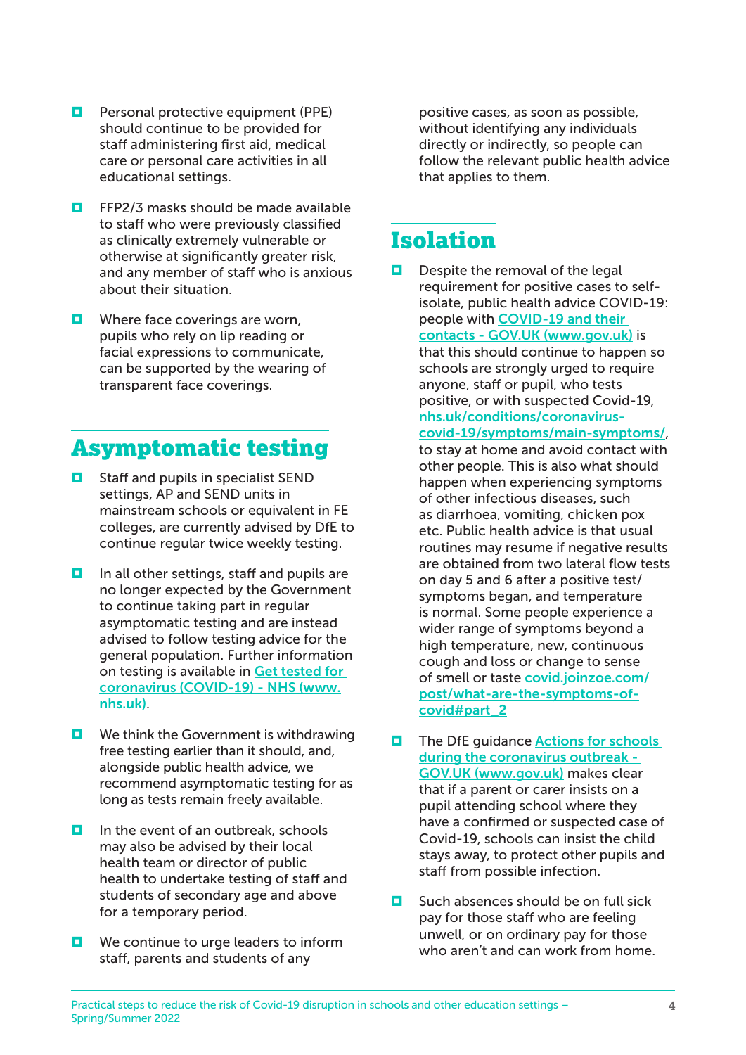- Personal protective equipment (PPE) should continue to be provided for staff administering first aid, medical care or personal care activities in all educational settings.
- FFP2/3 masks should be made available to staff who were previously classified as clinically extremely vulnerable or otherwise at significantly greater risk, and any member of staff who is anxious about their situation.
- Where face coverings are worn, pupils who rely on lip reading or facial expressions to communicate, can be supported by the wearing of transparent face coverings.

## Asymptomatic testing

- Staff and pupils in specialist SEND settings, AP and SEND units in mainstream schools or equivalent in FE colleges, are currently advised by DfE to continue regular twice weekly testing.
- In all other settings, staff and pupils are no longer expected by the Government to continue taking part in regular asymptomatic testing and are instead advised to follow testing advice for the general population. Further information on testing is available in [Get tested for coronavirus (COVID-19) - NHS (www.nhs.uk)](https://www.nhs.uk).
- We think the Government is withdrawing free testing earlier than it should, and, alongside public health advice, we recommend asymptomatic testing for as long as tests remain freely available.
- In the event of an outbreak, schools may also be advised by their local health team or director of public health to undertake testing of staff and students of secondary age and above for a temporary period.
- We continue to urge leaders to inform staff, parents and students of any positive cases, as soon as possible, without identifying any individuals directly or indirectly, so people can follow the relevant public health advice that applies to them.

## Isolation

- Despite the removal of the legal requirement for positive cases to self-isolate, public health advice COVID-19: people with [COVID-19 and their contacts - GOV.UK (www.gov.uk)](https://www.gov.uk) is that this should continue to happen so schools are strongly urged to require anyone, staff or pupil, who tests positive, or with suspected Covid-19, [nhs.uk/conditions/coronavirus-covid-19/symptoms/main-symptoms/](https://nhs.uk/conditions/coronavirus-covid-19/symptoms/main-symptoms/), to stay at home and avoid contact with other people. This is also what should happen when experiencing symptoms of other infectious diseases, such as diarrhoea, vomiting, chicken pox etc. Public health advice is that usual routines may resume if negative results are obtained from two lateral flow tests on day 5 and 6 after a positive test/symptoms began, and temperature is normal. Some people experience a wider range of symptoms beyond a high temperature, new, continuous cough and loss or change to sense of smell or taste [covid.joinzoe.com/post/what-are-the-symptoms-of-covid#part_2](https://covid.joinzoe.com/post/what-are-the-symptoms-of-covid#part_2)
- The DfE guidance [Actions for schools during the coronavirus outbreak - GOV.UK (www.gov.uk)](https://www.gov.uk) makes clear that if a parent or carer insists on a pupil attending school where they have a confirmed or suspected case of Covid-19, schools can insist the child stays away, to protect other pupils and staff from possible infection.
- Such absences should be on full sick pay for those staff who are feeling unwell, or on ordinary pay for those who aren't and can work from home.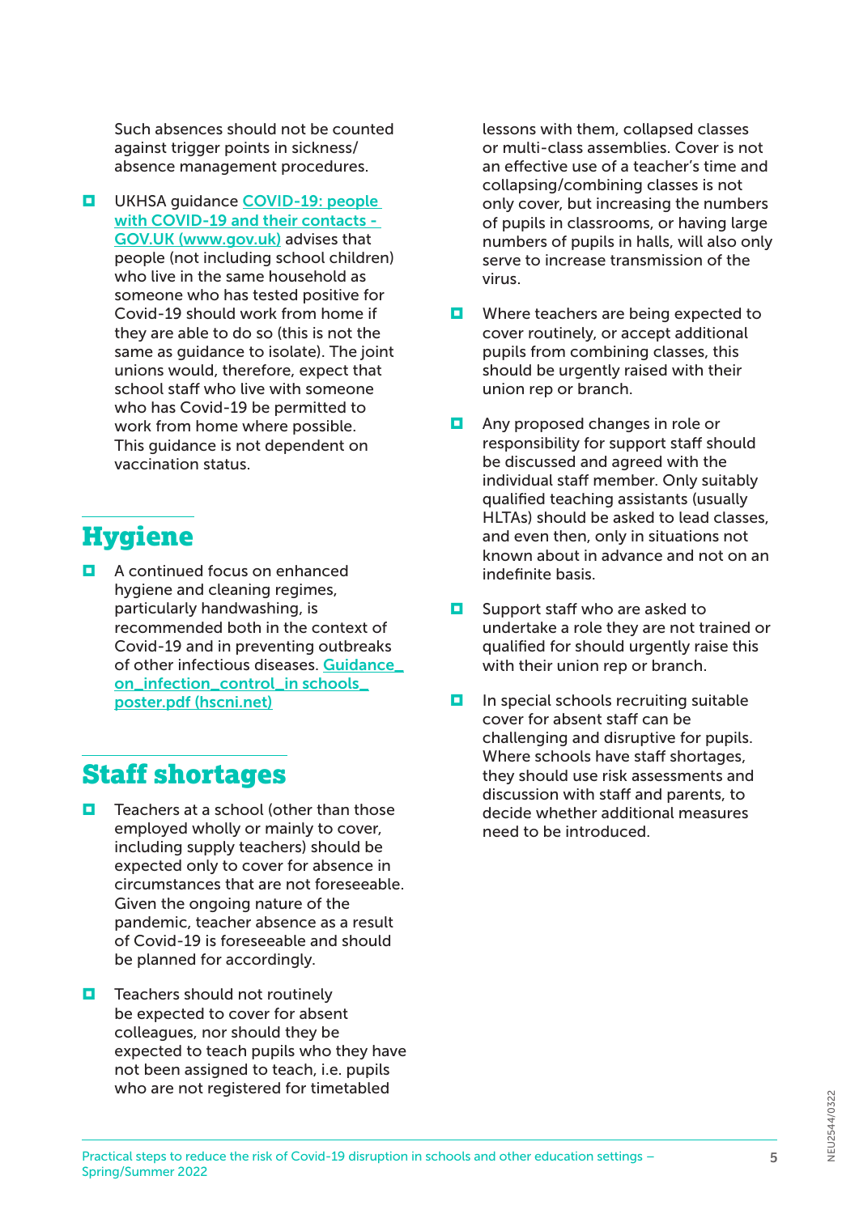Such absences should not be counted against trigger points in sickness/absence management procedures.

- UKHSA guidance [COVID-19: people with COVID-19 and their contacts - GOV.UK (www.gov.uk)](https://www.gov.uk) advises that people (not including school children) who live in the same household as someone who has tested positive for Covid-19 should work from home if they are able to do so (this is not the same as guidance to isolate). The joint unions would, therefore, expect that school staff who live with someone who has Covid-19 be permitted to work from home where possible. This guidance is not dependent on vaccination status.

## Hygiene

- A continued focus on enhanced hygiene and cleaning regimes, particularly handwashing, is recommended both in the context of Covid-19 and in preventing outbreaks of other infectious diseases. Guidance_on_infection_control_in schools_poster.pdf (hscni.net)

## Staff shortages

- Teachers at a school (other than those employed wholly or mainly to cover, including supply teachers) should be expected only to cover for absence in circumstances that are not foreseeable. Given the ongoing nature of the pandemic, teacher absence as a result of Covid-19 is foreseeable and should be planned for accordingly.
- Teachers should not routinely be expected to cover for absent colleagues, nor should they be expected to teach pupils who they have not been assigned to teach, i.e. pupils who are not registered for timetabled lessons with them, collapsed classes or multi-class assemblies. Cover is not an effective use of a teacher's time and collapsing/combining classes is not only cover, but increasing the numbers of pupils in classrooms, or having large numbers of pupils in halls, will also only serve to increase transmission of the virus.
- Where teachers are being expected to cover routinely, or accept additional pupils from combining classes, this should be urgently raised with their union rep or branch.
- Any proposed changes in role or responsibility for support staff should be discussed and agreed with the individual staff member. Only suitably qualified teaching assistants (usually HLTAs) should be asked to lead classes, and even then, only in situations not known about in advance and not on an indefinite basis.
- Support staff who are asked to undertake a role they are not trained or qualified for should urgently raise this with their union rep or branch.
- In special schools recruiting suitable cover for absent staff can be challenging and disruptive for pupils. Where schools have staff shortages, they should use risk assessments and discussion with staff and parents, to decide whether additional measures need to be introduced.